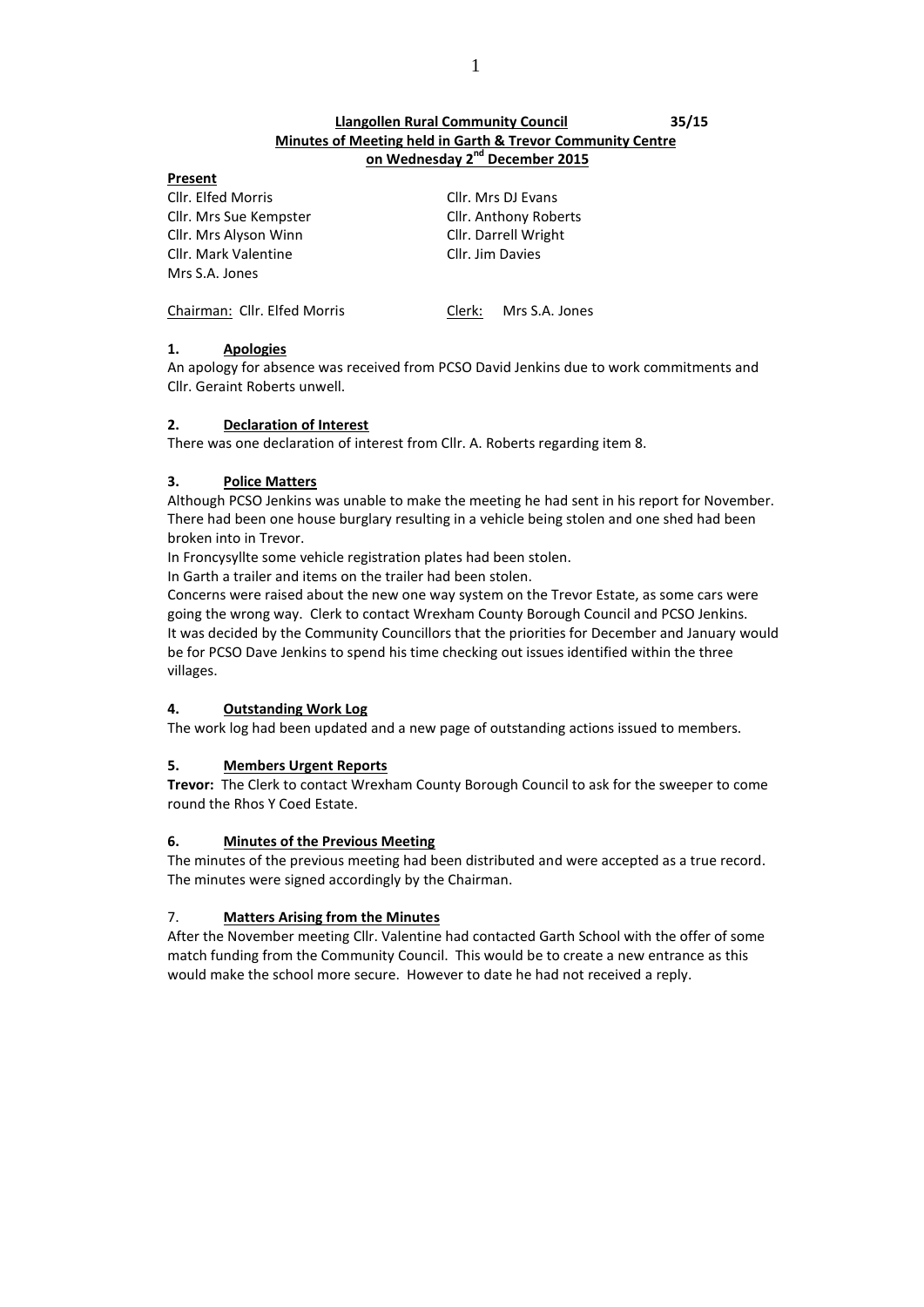**Llangollen Rural Community Council** **35/15**

**Minutes of Meeting held in Garth & Trevor Community Centre on Wednesday 2nd December 2015**

**Present**

| | |
|---|---|
| Cllr. Elfed Morris | Cllr. Mrs DJ Evans |
| Cllr. Mrs Sue Kempster | Cllr. Anthony Roberts |
| Cllr. Mrs Alyson Winn | Cllr. Darrell Wright |
| Cllr. Mark Valentine | Cllr. Jim Davies |
| Mrs S.A. Jones | |

Chairman: Cllr. Elfed Morris Clerk: Mrs S.A. Jones

## 1. Apologies

An apology for absence was received from PCSO David Jenkins due to work commitments and Cllr. Geraint Roberts unwell.

## 2. Declaration of Interest

There was one declaration of interest from Cllr. A. Roberts regarding item 8.

## 3. Police Matters

Although PCSO Jenkins was unable to make the meeting he had sent in his report for November. There had been one house burglary resulting in a vehicle being stolen and one shed had been broken into in Trevor.

In Froncysyllte some vehicle registration plates had been stolen.

In Garth a trailer and items on the trailer had been stolen.

Concerns were raised about the new one way system on the Trevor Estate, as some cars were going the wrong way. Clerk to contact Wrexham County Borough Council and PCSO Jenkins.

It was decided by the Community Councillors that the priorities for December and January would be for PCSO Dave Jenkins to spend his time checking out issues identified within the three villages.

## 4. Outstanding Work Log

The work log had been updated and a new page of outstanding actions issued to members.

## 5. Members Urgent Reports

**Trevor:** The Clerk to contact Wrexham County Borough Council to ask for the sweeper to come round the Rhos Y Coed Estate.

## 6. Minutes of the Previous Meeting

The minutes of the previous meeting had been distributed and were accepted as a true record. The minutes were signed accordingly by the Chairman.

## 7. Matters Arising from the Minutes

After the November meeting Cllr. Valentine had contacted Garth School with the offer of some match funding from the Community Council. This would be to create a new entrance as this would make the school more secure. However to date he had not received a reply.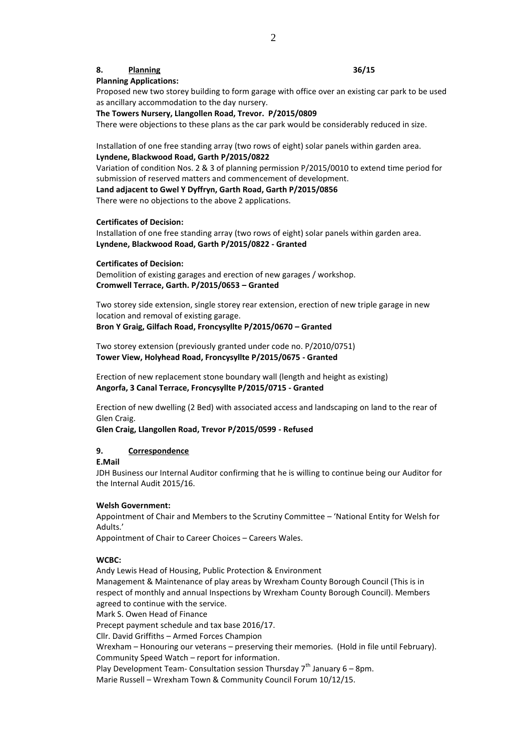## 8. Planning 36/15

**Planning Applications:**

Proposed new two storey building to form garage with office over an existing car park to be used as ancillary accommodation to the day nursery.

**The Towers Nursery, Llangollen Road, Trevor. P/2015/0809**

There were objections to these plans as the car park would be considerably reduced in size.

Installation of one free standing array (two rows of eight) solar panels within garden area.

**Lyndene, Blackwood Road, Garth P/2015/0822**

Variation of condition Nos. 2 & 3 of planning permission P/2015/0010 to extend time period for submission of reserved matters and commencement of development.

**Land adjacent to Gwel Y Dyffryn, Garth Road, Garth P/2015/0856**

There were no objections to the above 2 applications.

**Certificates of Decision:**

Installation of one free standing array (two rows of eight) solar panels within garden area.

**Lyndene, Blackwood Road, Garth P/2015/0822 - Granted**

**Certificates of Decision:**

Demolition of existing garages and erection of new garages / workshop.

**Cromwell Terrace, Garth. P/2015/0653 – Granted**

Two storey side extension, single storey rear extension, erection of new triple garage in new location and removal of existing garage.

**Bron Y Graig, Gilfach Road, Froncysyllte P/2015/0670 – Granted**

Two storey extension (previously granted under code no. P/2010/0751)

**Tower View, Holyhead Road, Froncysyllte P/2015/0675 - Granted**

Erection of new replacement stone boundary wall (length and height as existing)

**Angorfa, 3 Canal Terrace, Froncysyllte P/2015/0715 - Granted**

Erection of new dwelling (2 Bed) with associated access and landscaping on land to the rear of Glen Craig.

**Glen Craig, Llangollen Road, Trevor P/2015/0599 - Refused**

## 9. Correspondence

**E.Mail**

JDH Business our Internal Auditor confirming that he is willing to continue being our Auditor for the Internal Audit 2015/16.

**Welsh Government:**

Appointment of Chair and Members to the Scrutiny Committee – 'National Entity for Welsh for Adults.'

Appointment of Chair to Career Choices – Careers Wales.

**WCBC:**

Andy Lewis Head of Housing, Public Protection & Environment

Management & Maintenance of play areas by Wrexham County Borough Council (This is in respect of monthly and annual Inspections by Wrexham County Borough Council). Members agreed to continue with the service.

Mark S. Owen Head of Finance

Precept payment schedule and tax base 2016/17.

Cllr. David Griffiths – Armed Forces Champion

Wrexham – Honouring our veterans – preserving their memories. (Hold in file until February).

Community Speed Watch – report for information.

Play Development Team- Consultation session Thursday 7th January 6 – 8pm.

Marie Russell – Wrexham Town & Community Council Forum 10/12/15.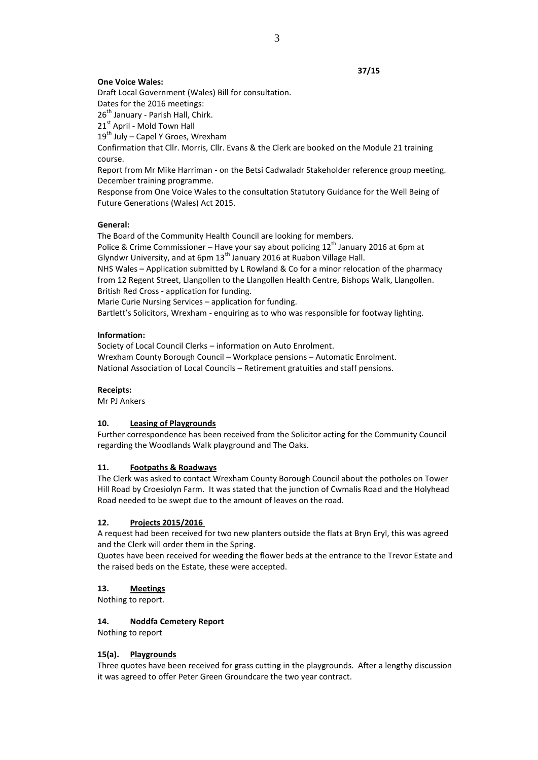37/15

**One Voice Wales:**

Draft Local Government (Wales) Bill for consultation.
Dates for the 2016 meetings:
26th January - Parish Hall, Chirk.
21st April - Mold Town Hall
19th July – Capel Y Groes, Wrexham
Confirmation that Cllr. Morris, Cllr. Evans & the Clerk are booked on the Module 21 training course.
Report from Mr Mike Harriman - on the Betsi Cadwaladr Stakeholder reference group meeting.
December training programme.
Response from One Voice Wales to the consultation Statutory Guidance for the Well Being of Future Generations (Wales) Act 2015.

**General:**

The Board of the Community Health Council are looking for members.
Police & Crime Commissioner – Have your say about policing 12th January 2016 at 6pm at Glyndwr University, and at 6pm 13th January 2016 at Ruabon Village Hall.
NHS Wales – Application submitted by L Rowland & Co for a minor relocation of the pharmacy from 12 Regent Street, Llangollen to the Llangollen Health Centre, Bishops Walk, Llangollen.
British Red Cross - application for funding.
Marie Curie Nursing Services – application for funding.
Bartlett's Solicitors, Wrexham - enquiring as to who was responsible for footway lighting.

**Information:**

Society of Local Council Clerks – information on Auto Enrolment.
Wrexham County Borough Council – Workplace pensions – Automatic Enrolment.
National Association of Local Councils – Retirement gratuities and staff pensions.

**Receipts:**

Mr PJ Ankers

**10. Leasing of Playgrounds**

Further correspondence has been received from the Solicitor acting for the Community Council regarding the Woodlands Walk playground and The Oaks.

**11. Footpaths & Roadways**

The Clerk was asked to contact Wrexham County Borough Council about the potholes on Tower Hill Road by Croesiolyn Farm. It was stated that the junction of Cwmalis Road and the Holyhead Road needed to be swept due to the amount of leaves on the road.

**12. Projects 2015/2016**

A request had been received for two new planters outside the flats at Bryn Eryl, this was agreed and the Clerk will order them in the Spring.
Quotes have been received for weeding the flower beds at the entrance to the Trevor Estate and the raised beds on the Estate, these were accepted.

**13. Meetings**

Nothing to report.

**14. Noddfa Cemetery Report**

Nothing to report

**15(a). Playgrounds**

Three quotes have been received for grass cutting in the playgrounds. After a lengthy discussion it was agreed to offer Peter Green Groundcare the two year contract.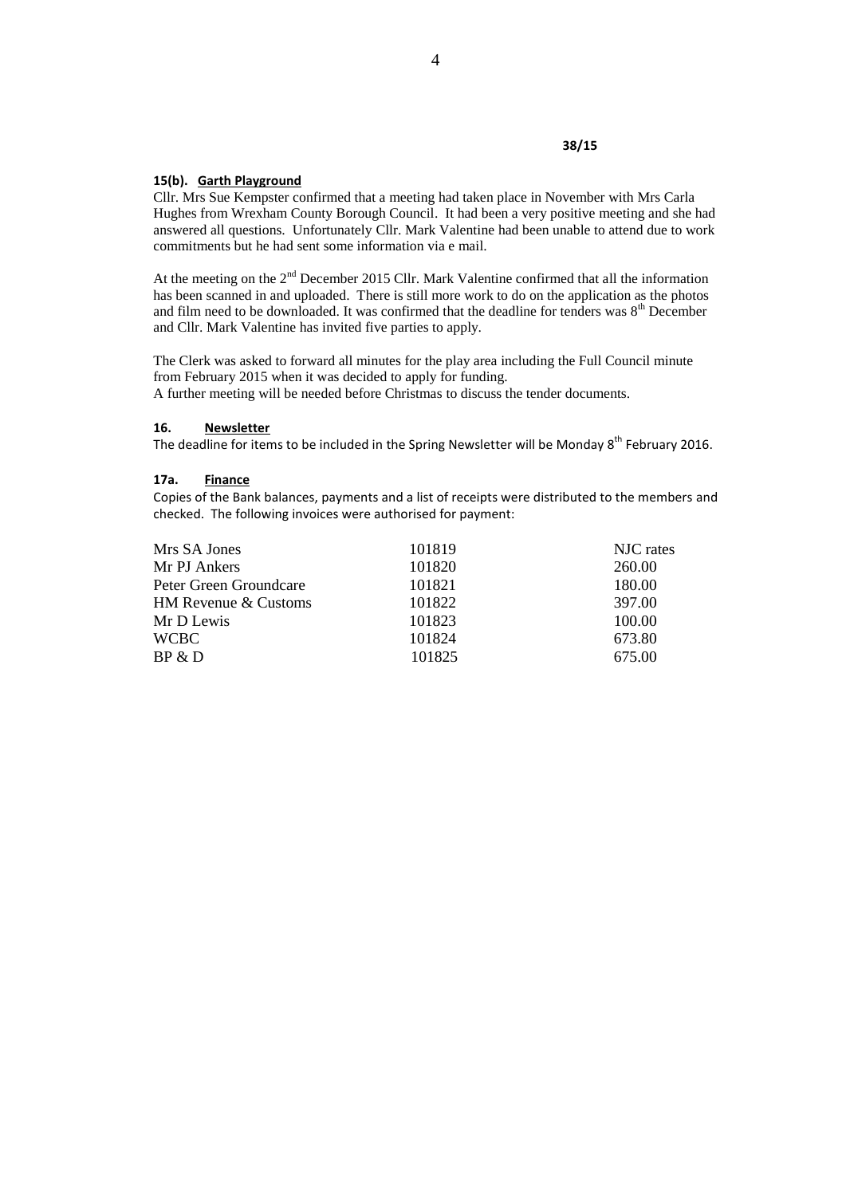38/15

### 15(b). Garth Playground

Cllr. Mrs Sue Kempster confirmed that a meeting had taken place in November with Mrs Carla Hughes from Wrexham County Borough Council. It had been a very positive meeting and she had answered all questions. Unfortunately Cllr. Mark Valentine had been unable to attend due to work commitments but he had sent some information via e mail.

At the meeting on the 2nd December 2015 Cllr. Mark Valentine confirmed that all the information has been scanned in and uploaded. There is still more work to do on the application as the photos and film need to be downloaded. It was confirmed that the deadline for tenders was 8th December and Cllr. Mark Valentine has invited five parties to apply.

The Clerk was asked to forward all minutes for the play area including the Full Council minute from February 2015 when it was decided to apply for funding.
A further meeting will be needed before Christmas to discuss the tender documents.

### 16. Newsletter

The deadline for items to be included in the Spring Newsletter will be Monday 8th February 2016.

### 17a. Finance

Copies of the Bank balances, payments and a list of receipts were distributed to the members and checked. The following invoices were authorised for payment:

| | | |
|---|---|---|
| Mrs SA Jones | 101819 | NJC rates |
| Mr PJ Ankers | 101820 | 260.00 |
| Peter Green Groundcare | 101821 | 180.00 |
| HM Revenue & Customs | 101822 | 397.00 |
| Mr D Lewis | 101823 | 100.00 |
| WCBC | 101824 | 673.80 |
| BP & D | 101825 | 675.00 |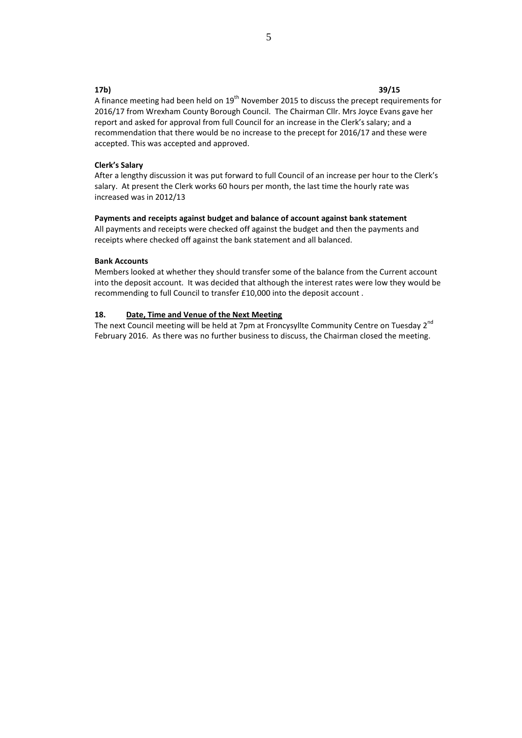**17b)** **39/15**

A finance meeting had been held on 19th November 2015 to discuss the precept requirements for 2016/17 from Wrexham County Borough Council. The Chairman Cllr. Mrs Joyce Evans gave her report and asked for approval from full Council for an increase in the Clerk's salary; and a recommendation that there would be no increase to the precept for 2016/17 and these were accepted. This was accepted and approved.

**Clerk's Salary**

After a lengthy discussion it was put forward to full Council of an increase per hour to the Clerk's salary. At present the Clerk works 60 hours per month, the last time the hourly rate was increased was in 2012/13

**Payments and receipts against budget and balance of account against bank statement**

All payments and receipts were checked off against the budget and then the payments and receipts where checked off against the bank statement and all balanced.

**Bank Accounts**

Members looked at whether they should transfer some of the balance from the Current account into the deposit account. It was decided that although the interest rates were low they would be recommending to full Council to transfer £10,000 into the deposit account .

## 18. Date, Time and Venue of the Next Meeting

The next Council meeting will be held at 7pm at Froncysyllte Community Centre on Tuesday 2nd February 2016. As there was no further business to discuss, the Chairman closed the meeting.